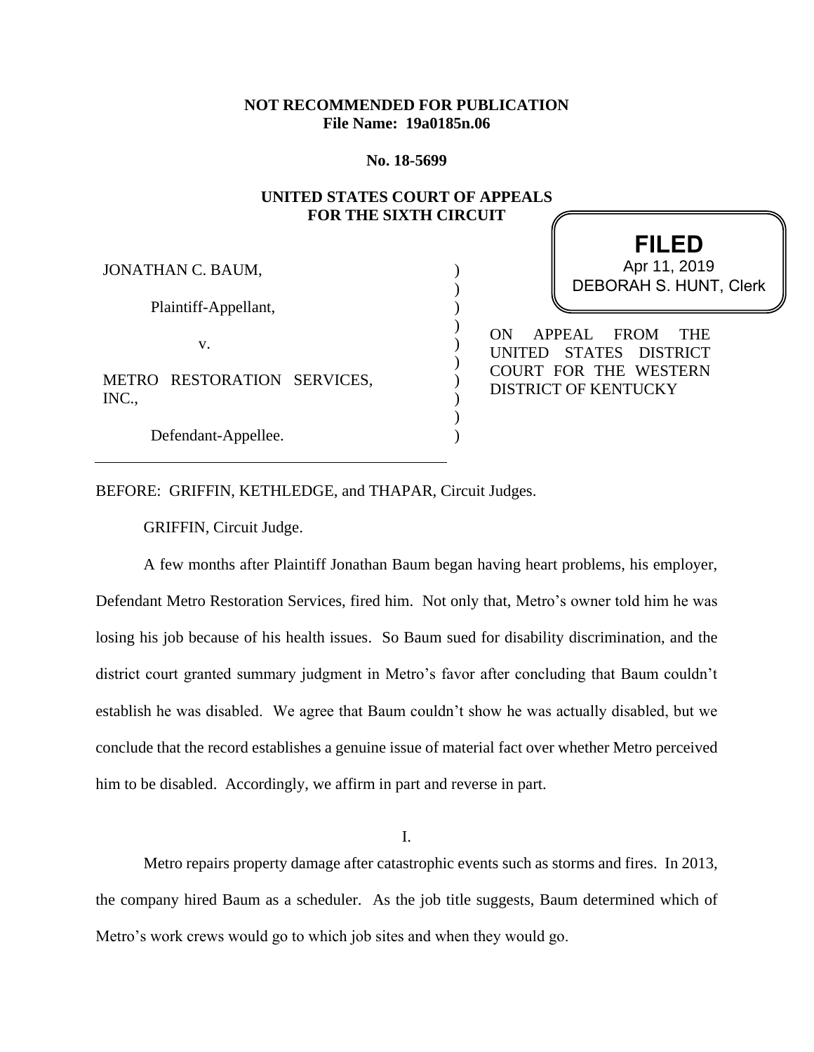**NOT RECOMMENDED FOR PUBLICATION**
**File Name: 19a0185n.06**

**No. 18-5699**

**UNITED STATES COURT OF APPEALS**
**FOR THE SIXTH CIRCUIT**

**FILED**
Apr 11, 2019
DEBORAH S. HUNT, Clerk

JONATHAN C. BAUM,

Plaintiff-Appellant,

v.

METRO RESTORATION SERVICES, INC.,

Defendant-Appellee.

ON APPEAL FROM THE UNITED STATES DISTRICT COURT FOR THE WESTERN DISTRICT OF KENTUCKY

---

BEFORE: GRIFFIN, KETHLEDGE, and THAPAR, Circuit Judges.

GRIFFIN, Circuit Judge.

A few months after Plaintiff Jonathan Baum began having heart problems, his employer, Defendant Metro Restoration Services, fired him. Not only that, Metro's owner told him he was losing his job because of his health issues. So Baum sued for disability discrimination, and the district court granted summary judgment in Metro's favor after concluding that Baum couldn't establish he was disabled. We agree that Baum couldn't show he was actually disabled, but we conclude that the record establishes a genuine issue of material fact over whether Metro perceived him to be disabled. Accordingly, we affirm in part and reverse in part.

I.

Metro repairs property damage after catastrophic events such as storms and fires. In 2013, the company hired Baum as a scheduler. As the job title suggests, Baum determined which of Metro's work crews would go to which job sites and when they would go.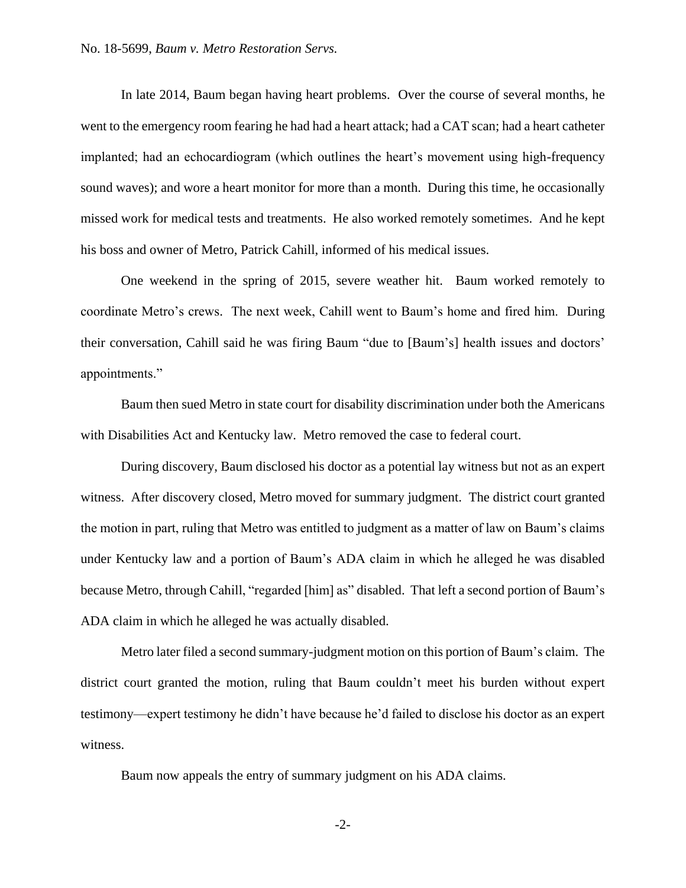In late 2014, Baum began having heart problems. Over the course of several months, he went to the emergency room fearing he had had a heart attack; had a CAT scan; had a heart catheter implanted; had an echocardiogram (which outlines the heart's movement using high-frequency sound waves); and wore a heart monitor for more than a month. During this time, he occasionally missed work for medical tests and treatments. He also worked remotely sometimes. And he kept his boss and owner of Metro, Patrick Cahill, informed of his medical issues.

One weekend in the spring of 2015, severe weather hit. Baum worked remotely to coordinate Metro's crews. The next week, Cahill went to Baum's home and fired him. During their conversation, Cahill said he was firing Baum "due to [Baum's] health issues and doctors' appointments."

Baum then sued Metro in state court for disability discrimination under both the Americans with Disabilities Act and Kentucky law. Metro removed the case to federal court.

During discovery, Baum disclosed his doctor as a potential lay witness but not as an expert witness. After discovery closed, Metro moved for summary judgment. The district court granted the motion in part, ruling that Metro was entitled to judgment as a matter of law on Baum's claims under Kentucky law and a portion of Baum's ADA claim in which he alleged he was disabled because Metro, through Cahill, "regarded [him] as" disabled. That left a second portion of Baum's ADA claim in which he alleged he was actually disabled.

Metro later filed a second summary-judgment motion on this portion of Baum's claim. The district court granted the motion, ruling that Baum couldn't meet his burden without expert testimony—expert testimony he didn't have because he'd failed to disclose his doctor as an expert witness.

Baum now appeals the entry of summary judgment on his ADA claims.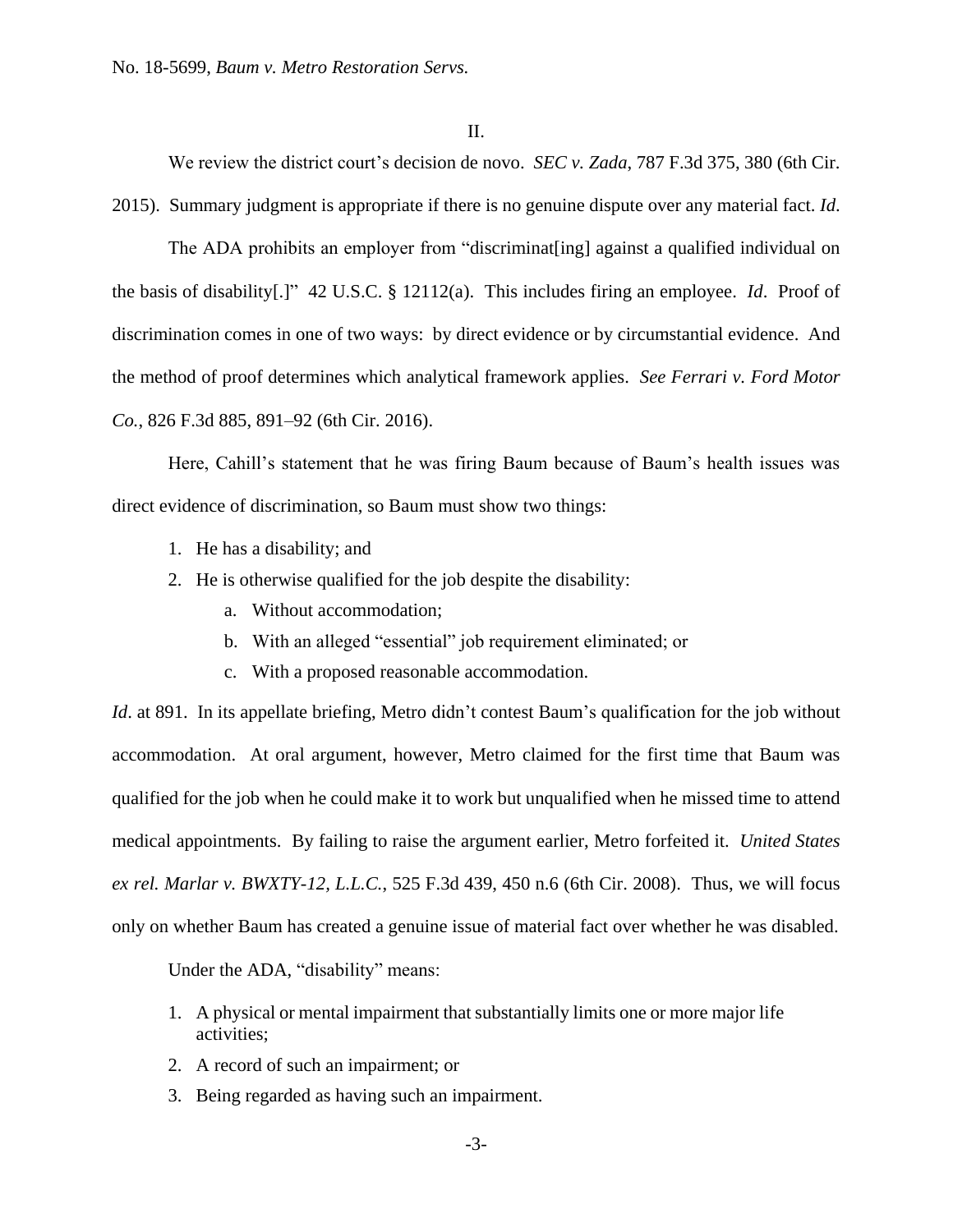II.

We review the district court's decision de novo. *SEC v. Zada*, 787 F.3d 375, 380 (6th Cir. 2015). Summary judgment is appropriate if there is no genuine dispute over any material fact. *Id*.

The ADA prohibits an employer from "discriminat[ing] against a qualified individual on the basis of disability[.]" 42 U.S.C. § 12112(a). This includes firing an employee. *Id*. Proof of discrimination comes in one of two ways: by direct evidence or by circumstantial evidence. And the method of proof determines which analytical framework applies. *See Ferrari v. Ford Motor Co.*, 826 F.3d 885, 891–92 (6th Cir. 2016).

Here, Cahill's statement that he was firing Baum because of Baum's health issues was direct evidence of discrimination, so Baum must show two things:

1. He has a disability; and
2. He is otherwise qualified for the job despite the disability:
    a. Without accommodation;
    b. With an alleged "essential" job requirement eliminated; or
    c. With a proposed reasonable accommodation.

*Id*. at 891. In its appellate briefing, Metro didn't contest Baum's qualification for the job without accommodation. At oral argument, however, Metro claimed for the first time that Baum was qualified for the job when he could make it to work but unqualified when he missed time to attend medical appointments. By failing to raise the argument earlier, Metro forfeited it. *United States ex rel. Marlar v. BWXTY-12, L.L.C.*, 525 F.3d 439, 450 n.6 (6th Cir. 2008). Thus, we will focus only on whether Baum has created a genuine issue of material fact over whether he was disabled.

Under the ADA, "disability" means:

1. A physical or mental impairment that substantially limits one or more major life activities;
2. A record of such an impairment; or
3. Being regarded as having such an impairment.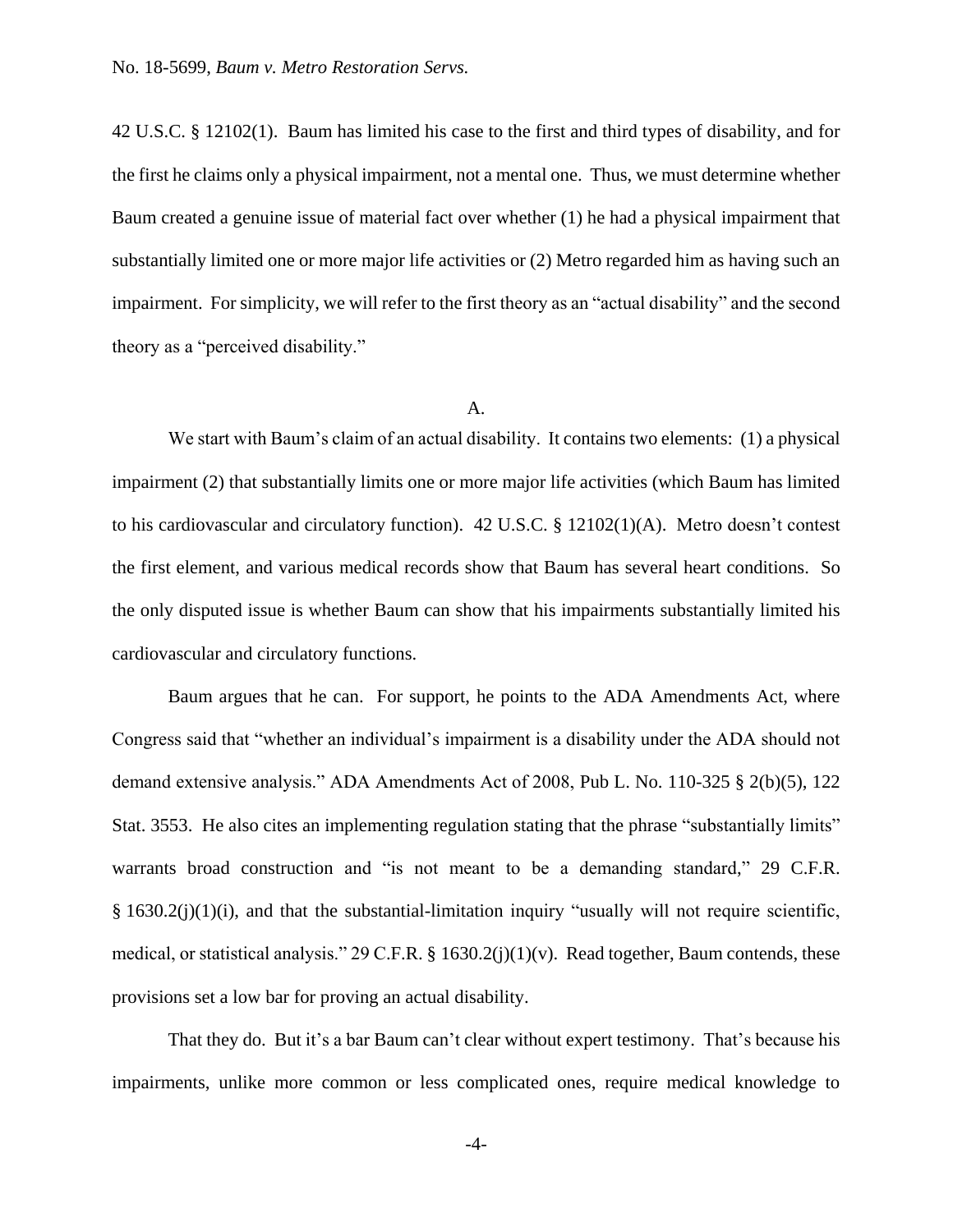42 U.S.C. § 12102(1). Baum has limited his case to the first and third types of disability, and for the first he claims only a physical impairment, not a mental one. Thus, we must determine whether Baum created a genuine issue of material fact over whether (1) he had a physical impairment that substantially limited one or more major life activities or (2) Metro regarded him as having such an impairment. For simplicity, we will refer to the first theory as an "actual disability" and the second theory as a "perceived disability."

A.

We start with Baum's claim of an actual disability. It contains two elements: (1) a physical impairment (2) that substantially limits one or more major life activities (which Baum has limited to his cardiovascular and circulatory function). 42 U.S.C. § 12102(1)(A). Metro doesn't contest the first element, and various medical records show that Baum has several heart conditions. So the only disputed issue is whether Baum can show that his impairments substantially limited his cardiovascular and circulatory functions.

Baum argues that he can. For support, he points to the ADA Amendments Act, where Congress said that "whether an individual's impairment is a disability under the ADA should not demand extensive analysis." ADA Amendments Act of 2008, Pub L. No. 110-325 § 2(b)(5), 122 Stat. 3553. He also cites an implementing regulation stating that the phrase "substantially limits" warrants broad construction and "is not meant to be a demanding standard," 29 C.F.R. § 1630.2(j)(1)(i), and that the substantial-limitation inquiry "usually will not require scientific, medical, or statistical analysis." 29 C.F.R. § 1630.2(j)(1)(v). Read together, Baum contends, these provisions set a low bar for proving an actual disability.

That they do. But it's a bar Baum can't clear without expert testimony. That's because his impairments, unlike more common or less complicated ones, require medical knowledge to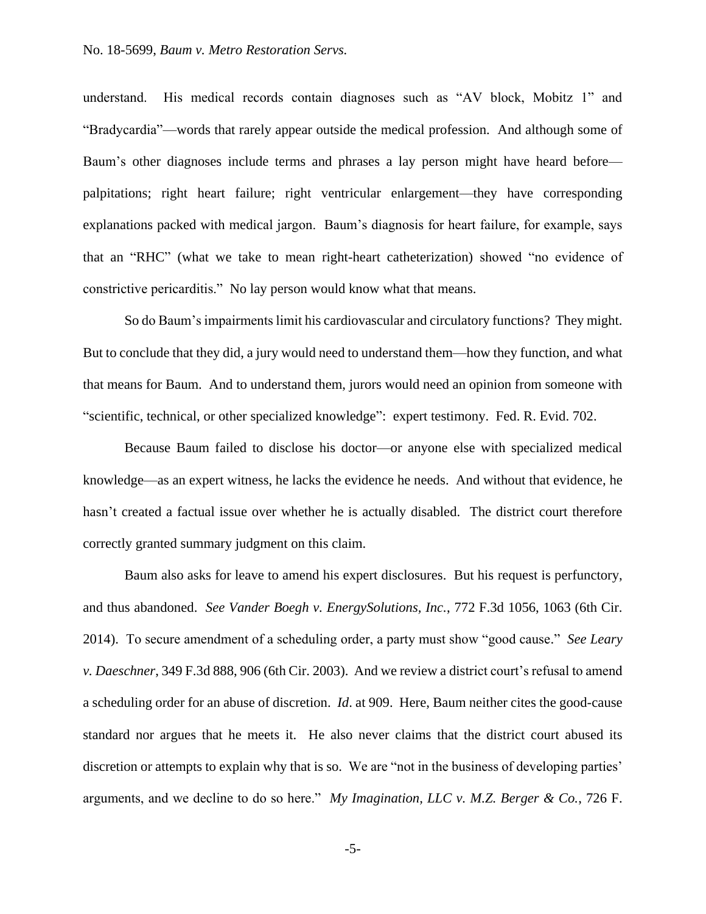understand. His medical records contain diagnoses such as "AV block, Mobitz 1" and "Bradycardia"—words that rarely appear outside the medical profession. And although some of Baum's other diagnoses include terms and phrases a lay person might have heard before—palpitations; right heart failure; right ventricular enlargement—they have corresponding explanations packed with medical jargon. Baum's diagnosis for heart failure, for example, says that an "RHC" (what we take to mean right-heart catheterization) showed "no evidence of constrictive pericarditis." No lay person would know what that means.

So do Baum's impairments limit his cardiovascular and circulatory functions? They might. But to conclude that they did, a jury would need to understand them—how they function, and what that means for Baum. And to understand them, jurors would need an opinion from someone with "scientific, technical, or other specialized knowledge": expert testimony. Fed. R. Evid. 702.

Because Baum failed to disclose his doctor—or anyone else with specialized medical knowledge—as an expert witness, he lacks the evidence he needs. And without that evidence, he hasn't created a factual issue over whether he is actually disabled. The district court therefore correctly granted summary judgment on this claim.

Baum also asks for leave to amend his expert disclosures. But his request is perfunctory, and thus abandoned. *See Vander Boegh v. EnergySolutions, Inc.*, 772 F.3d 1056, 1063 (6th Cir. 2014). To secure amendment of a scheduling order, a party must show "good cause." *See Leary v. Daeschner*, 349 F.3d 888, 906 (6th Cir. 2003). And we review a district court's refusal to amend a scheduling order for an abuse of discretion. *Id*. at 909. Here, Baum neither cites the good-cause standard nor argues that he meets it. He also never claims that the district court abused its discretion or attempts to explain why that is so. We are "not in the business of developing parties' arguments, and we decline to do so here." *My Imagination, LLC v. M.Z. Berger & Co.*, 726 F.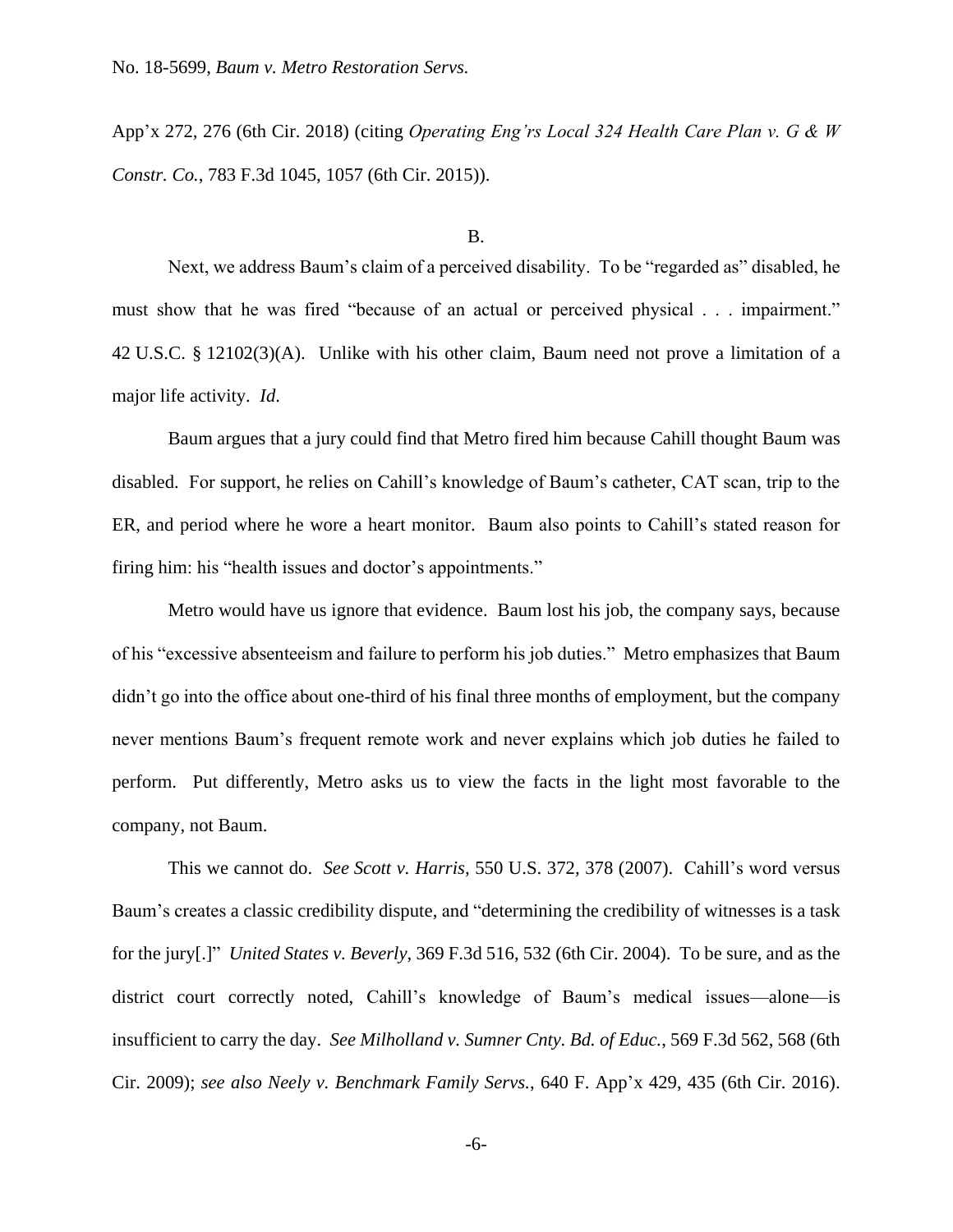App'x 272, 276 (6th Cir. 2018) (citing *Operating Eng'rs Local 324 Health Care Plan v. G & W Constr. Co.*, 783 F.3d 1045, 1057 (6th Cir. 2015)).

B.

Next, we address Baum's claim of a perceived disability. To be "regarded as" disabled, he must show that he was fired "because of an actual or perceived physical . . . impairment." 42 U.S.C. § 12102(3)(A). Unlike with his other claim, Baum need not prove a limitation of a major life activity. *Id*.

Baum argues that a jury could find that Metro fired him because Cahill thought Baum was disabled. For support, he relies on Cahill's knowledge of Baum's catheter, CAT scan, trip to the ER, and period where he wore a heart monitor. Baum also points to Cahill's stated reason for firing him: his "health issues and doctor's appointments."

Metro would have us ignore that evidence. Baum lost his job, the company says, because of his "excessive absenteeism and failure to perform his job duties." Metro emphasizes that Baum didn't go into the office about one-third of his final three months of employment, but the company never mentions Baum's frequent remote work and never explains which job duties he failed to perform. Put differently, Metro asks us to view the facts in the light most favorable to the company, not Baum.

This we cannot do. *See Scott v. Harris*, 550 U.S. 372, 378 (2007). Cahill's word versus Baum's creates a classic credibility dispute, and "determining the credibility of witnesses is a task for the jury[.]" *United States v. Beverly*, 369 F.3d 516, 532 (6th Cir. 2004). To be sure, and as the district court correctly noted, Cahill's knowledge of Baum's medical issues—alone—is insufficient to carry the day. *See Milholland v. Sumner Cnty. Bd. of Educ.*, 569 F.3d 562, 568 (6th Cir. 2009); *see also Neely v. Benchmark Family Servs.*, 640 F. App'x 429, 435 (6th Cir. 2016).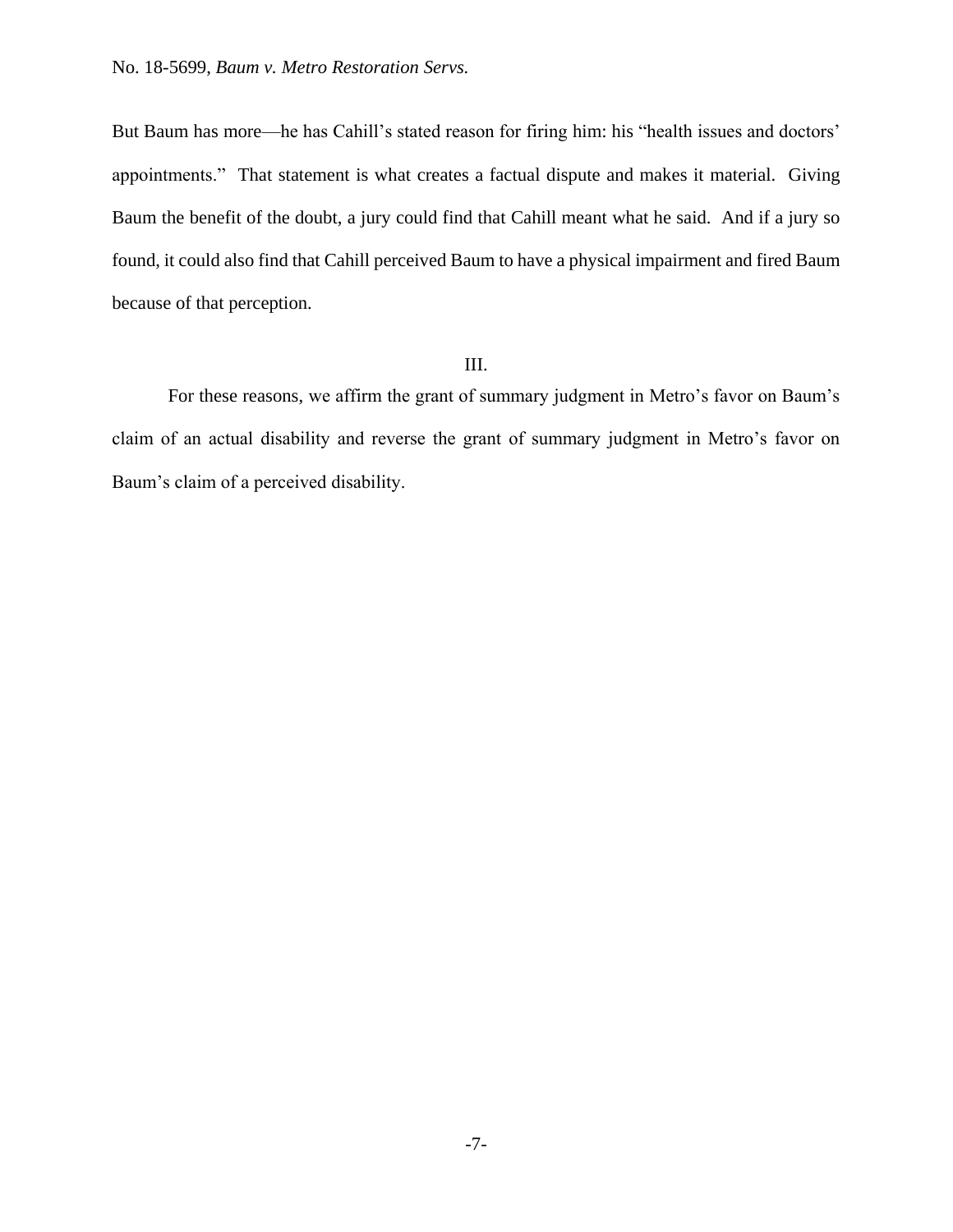But Baum has more—he has Cahill's stated reason for firing him: his "health issues and doctors' appointments." That statement is what creates a factual dispute and makes it material. Giving Baum the benefit of the doubt, a jury could find that Cahill meant what he said. And if a jury so found, it could also find that Cahill perceived Baum to have a physical impairment and fired Baum because of that perception.

## III.

For these reasons, we affirm the grant of summary judgment in Metro's favor on Baum's claim of an actual disability and reverse the grant of summary judgment in Metro's favor on Baum's claim of a perceived disability.